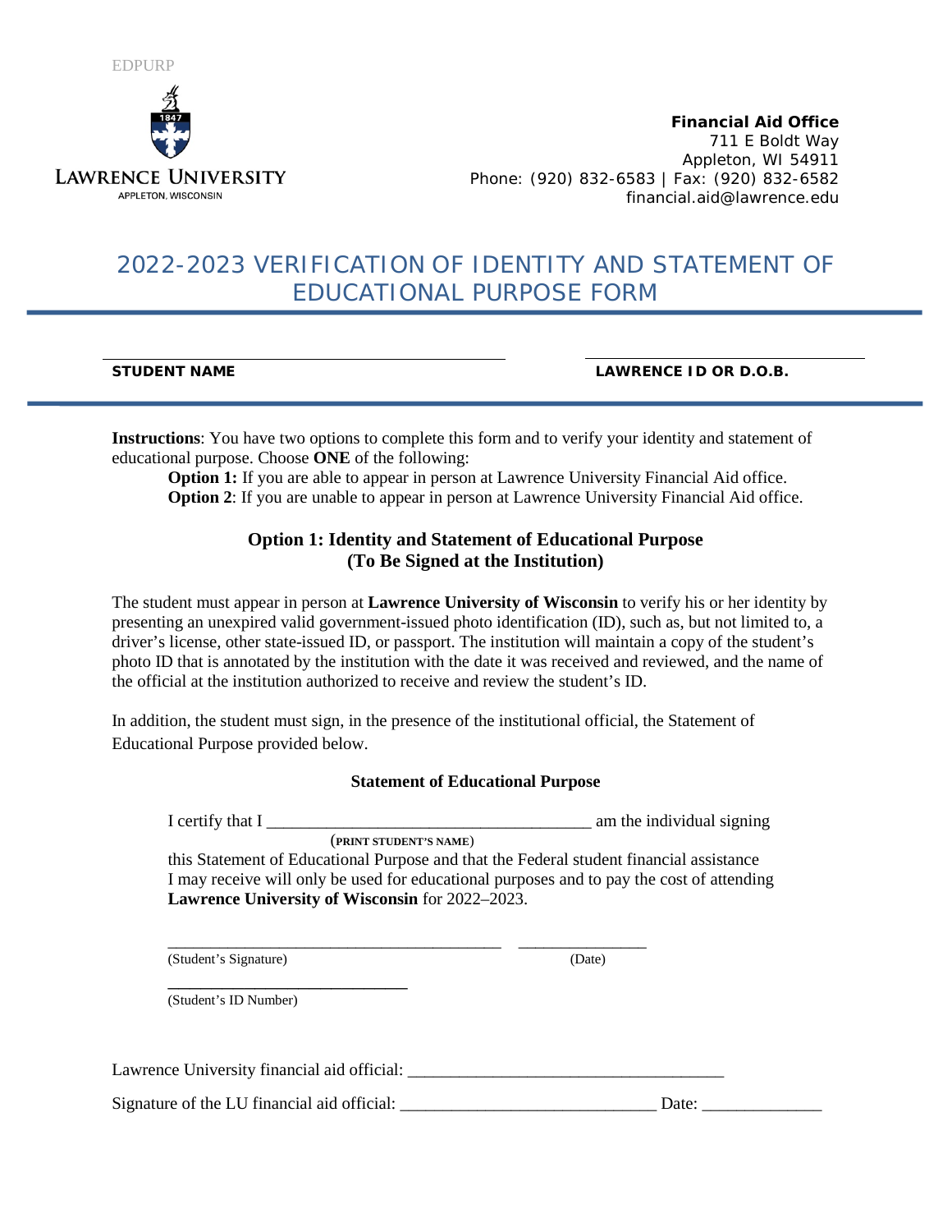EDPURP

LAWRENCE UNIVERSITY
APPLETON, WISCONSIN

**Financial Aid Office**
711 E Boldt Way
Appleton, WI 54911
Phone: (920) 832-6583 | Fax: (920) 832-6582
financial.aid@lawrence.edu

# 2022-2023 VERIFICATION OF IDENTITY AND STATEMENT OF EDUCATIONAL PURPOSE FORM

______________________________ **STUDENT NAME**

______________________________ **LAWRENCE ID OR D.O.B.**

**Instructions**: You have two options to complete this form and to verify your identity and statement of educational purpose. Choose **ONE** of the following:

**Option 1:** If you are able to appear in person at Lawrence University Financial Aid office.
**Option 2**: If you are unable to appear in person at Lawrence University Financial Aid office.

## Option 1: Identity and Statement of Educational Purpose (To Be Signed at the Institution)

The student must appear in person at **Lawrence University of Wisconsin** to verify his or her identity by presenting an unexpired valid government-issued photo identification (ID), such as, but not limited to, a driver's license, other state-issued ID, or passport. The institution will maintain a copy of the student's photo ID that is annotated by the institution with the date it was received and reviewed, and the name of the official at the institution authorized to receive and review the student's ID.

In addition, the student must sign, in the presence of the institutional official, the Statement of Educational Purpose provided below.

### Statement of Educational Purpose

I certify that I ______________________________________ am the individual signing
(PRINT STUDENT'S NAME)
this Statement of Educational Purpose and that the Federal student financial assistance I may receive will only be used for educational purposes and to pay the cost of attending **Lawrence University of Wisconsin** for 2022–2023.

________________________________________ _______________
(Student's Signature) (Date)

______________________________
(Student's ID Number)

Lawrence University financial aid official: ____________________________________

Signature of the LU financial aid official: ______________________________ Date: ______________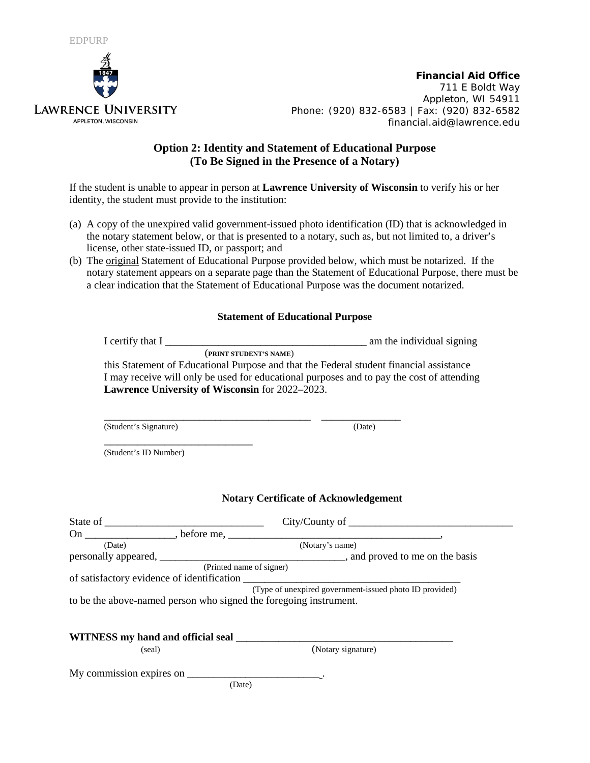EDPURP

LAWRENCE UNIVERSITY
APPLETON, WISCONSIN

**Financial Aid Office**
711 E Boldt Way
Appleton, WI 54911
Phone: (920) 832-6583 | Fax: (920) 832-6582
financial.aid@lawrence.edu

## Option 2: Identity and Statement of Educational Purpose
## (To Be Signed in the Presence of a Notary)

If the student is unable to appear in person at **Lawrence University of Wisconsin** to verify his or her identity, the student must provide to the institution:

(a) A copy of the unexpired valid government-issued photo identification (ID) that is acknowledged in the notary statement below, or that is presented to a notary, such as, but not limited to, a driver's license, other state-issued ID, or passport; and
(b) The original Statement of Educational Purpose provided below, which must be notarized. If the notary statement appears on a separate page than the Statement of Educational Purpose, there must be a clear indication that the Statement of Educational Purpose was the document notarized.

### Statement of Educational Purpose

I certify that I ______________________________________ am the individual signing
(**PRINT STUDENT'S NAME**)
this Statement of Educational Purpose and that the Federal student financial assistance I may receive will only be used for educational purposes and to pay the cost of attending **Lawrence University of Wisconsin** for 2022–2023.

________________________________________ _______________
(Student's Signature) (Date)

_____________________________
(Student's ID Number)

### Notary Certificate of Acknowledgement

State of _____________________________ City/County of ______________________________
On ________________, before me, _______________________________________,
(Date) (Notary's name)
personally appeared, __________________________________, and proved to me on the basis
(Printed name of signer)
of satisfactory evidence of identification _________________________________________
(Type of unexpired government-issued photo ID provided)
to be the above-named person who signed the foregoing instrument.

**WITNESS my hand and official seal** _________________________________________
(seal) (Notary signature)

My commission expires on ________________________.
(Date)